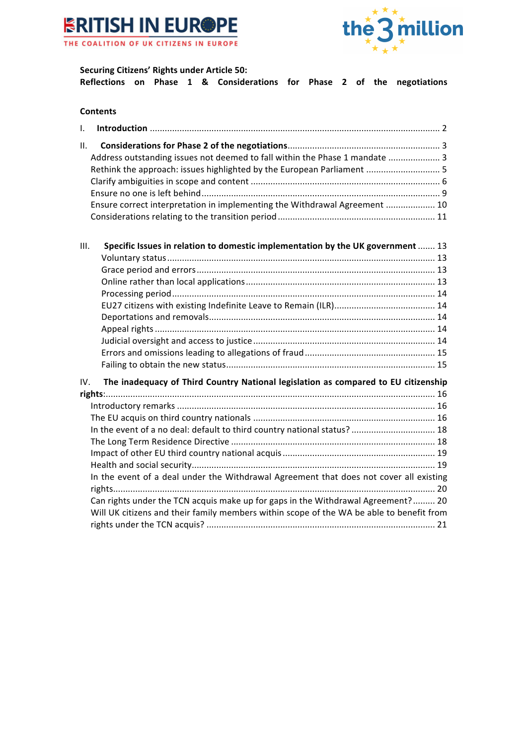BRITISH IN EUROPE
THE COALITION OF UK CITIZENS IN EUROPE

the 3 million

**Securing Citizens' Rights under Article 50:**
**Reflections on Phase 1 & Considerations for Phase 2 of the negotiations**

## Contents

I. **Introduction** .......... 2

II. **Considerations for Phase 2 of the negotiations** .......... 3
- Address outstanding issues not deemed to fall within the Phase 1 mandate .......... 3
- Rethink the approach: issues highlighted by the European Parliament .......... 5
- Clarify ambiguities in scope and content .......... 6
- Ensure no one is left behind .......... 9
- Ensure correct interpretation in implementing the Withdrawal Agreement .......... 10
- Considerations relating to the transition period .......... 11

III. **Specific Issues in relation to domestic implementation by the UK government** .......... 13
- Voluntary status .......... 13
- Grace period and errors .......... 13
- Online rather than local applications .......... 13
- Processing period .......... 14
- EU27 citizens with existing Indefinite Leave to Remain (ILR) .......... 14
- Deportations and removals .......... 14
- Appeal rights .......... 14
- Judicial oversight and access to justice .......... 14
- Errors and omissions leading to allegations of fraud .......... 15
- Failing to obtain the new status .......... 15

IV. **The inadequacy of Third Country National legislation as compared to EU citizenship rights:** .......... 16
- Introductory remarks .......... 16
- The EU acquis on third country nationals .......... 16
- In the event of a no deal: default to third country national status? .......... 18
- The Long Term Residence Directive .......... 18
- Impact of other EU third country national acquis .......... 19
- Health and social security .......... 19
- In the event of a deal under the Withdrawal Agreement that does not cover all existing rights .......... 20
- Can rights under the TCN acquis make up for gaps in the Withdrawal Agreement? .......... 20
- Will UK citizens and their family members within scope of the WA be able to benefit from rights under the TCN acquis? .......... 21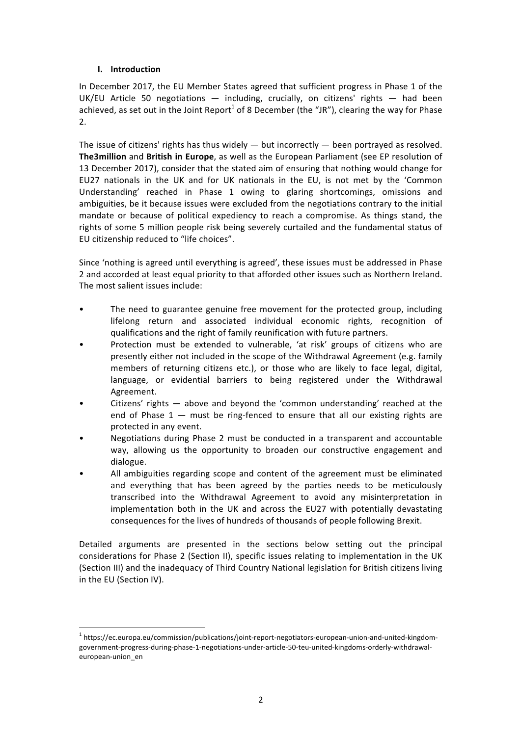## I. Introduction

In December 2017, the EU Member States agreed that sufficient progress in Phase 1 of the UK/EU Article 50 negotiations — including, crucially, on citizens' rights — had been achieved, as set out in the Joint Report[1] of 8 December (the "JR"), clearing the way for Phase 2.

The issue of citizens' rights has thus widely — but incorrectly — been portrayed as resolved. **The3million** and **British in Europe**, as well as the European Parliament (see EP resolution of 13 December 2017), consider that the stated aim of ensuring that nothing would change for EU27 nationals in the UK and for UK nationals in the EU, is not met by the 'Common Understanding' reached in Phase 1 owing to glaring shortcomings, omissions and ambiguities, be it because issues were excluded from the negotiations contrary to the initial mandate or because of political expediency to reach a compromise. As things stand, the rights of some 5 million people risk being severely curtailed and the fundamental status of EU citizenship reduced to "life choices".

Since 'nothing is agreed until everything is agreed', these issues must be addressed in Phase 2 and accorded at least equal priority to that afforded other issues such as Northern Ireland. The most salient issues include:

- The need to guarantee genuine free movement for the protected group, including lifelong return and associated individual economic rights, recognition of qualifications and the right of family reunification with future partners.
- Protection must be extended to vulnerable, 'at risk' groups of citizens who are presently either not included in the scope of the Withdrawal Agreement (e.g. family members of returning citizens etc.), or those who are likely to face legal, digital, language, or evidential barriers to being registered under the Withdrawal Agreement.
- Citizens' rights — above and beyond the 'common understanding' reached at the end of Phase 1 — must be ring-fenced to ensure that all our existing rights are protected in any event.
- Negotiations during Phase 2 must be conducted in a transparent and accountable way, allowing us the opportunity to broaden our constructive engagement and dialogue.
- All ambiguities regarding scope and content of the agreement must be eliminated and everything that has been agreed by the parties needs to be meticulously transcribed into the Withdrawal Agreement to avoid any misinterpretation in implementation both in the UK and across the EU27 with potentially devastating consequences for the lives of hundreds of thousands of people following Brexit.

Detailed arguments are presented in the sections below setting out the principal considerations for Phase 2 (Section II), specific issues relating to implementation in the UK (Section III) and the inadequacy of Third Country National legislation for British citizens living in the EU (Section IV).

[1] https://ec.europa.eu/commission/publications/joint-report-negotiators-european-union-and-united-kingdom-government-progress-during-phase-1-negotiations-under-article-50-teu-united-kingdoms-orderly-withdrawal-european-union_en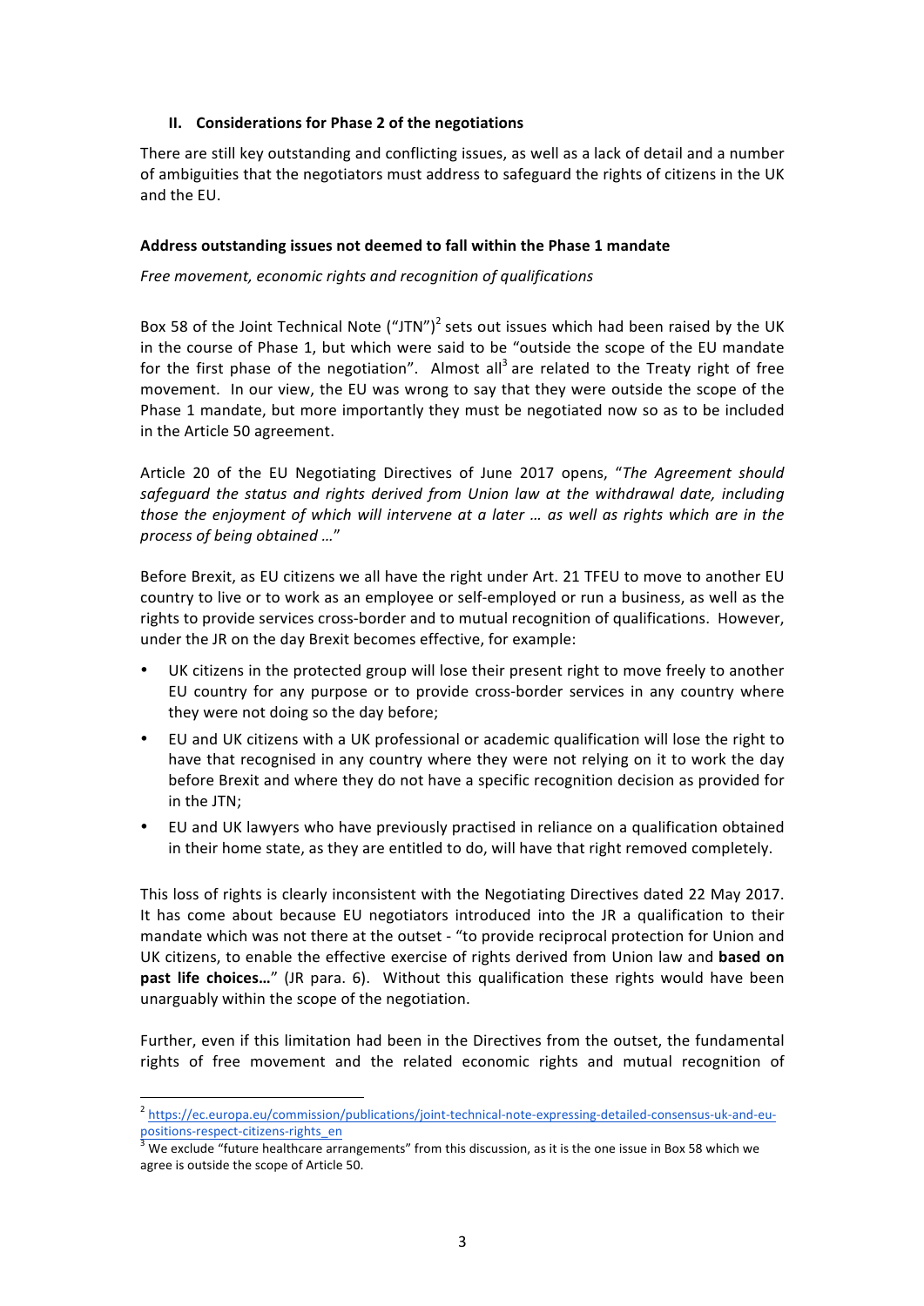## II. Considerations for Phase 2 of the negotiations

There are still key outstanding and conflicting issues, as well as a lack of detail and a number of ambiguities that the negotiators must address to safeguard the rights of citizens in the UK and the EU.

### Address outstanding issues not deemed to fall within the Phase 1 mandate

*Free movement, economic rights and recognition of qualifications*

Box 58 of the Joint Technical Note ("JTN")[2] sets out issues which had been raised by the UK in the course of Phase 1, but which were said to be "outside the scope of the EU mandate for the first phase of the negotiation". Almost all[3] are related to the Treaty right of free movement. In our view, the EU was wrong to say that they were outside the scope of the Phase 1 mandate, but more importantly they must be negotiated now so as to be included in the Article 50 agreement.

Article 20 of the EU Negotiating Directives of June 2017 opens, "*The Agreement should safeguard the status and rights derived from Union law at the withdrawal date, including those the enjoyment of which will intervene at a later … as well as rights which are in the process of being obtained …*"

Before Brexit, as EU citizens we all have the right under Art. 21 TFEU to move to another EU country to live or to work as an employee or self-employed or run a business, as well as the rights to provide services cross-border and to mutual recognition of qualifications. However, under the JR on the day Brexit becomes effective, for example:

- UK citizens in the protected group will lose their present right to move freely to another EU country for any purpose or to provide cross-border services in any country where they were not doing so the day before;
- EU and UK citizens with a UK professional or academic qualification will lose the right to have that recognised in any country where they were not relying on it to work the day before Brexit and where they do not have a specific recognition decision as provided for in the JTN;
- EU and UK lawyers who have previously practised in reliance on a qualification obtained in their home state, as they are entitled to do, will have that right removed completely.

This loss of rights is clearly inconsistent with the Negotiating Directives dated 22 May 2017. It has come about because EU negotiators introduced into the JR a qualification to their mandate which was not there at the outset - "to provide reciprocal protection for Union and UK citizens, to enable the effective exercise of rights derived from Union law and **based on past life choices…**" (JR para. 6). Without this qualification these rights would have been unarguably within the scope of the negotiation.

Further, even if this limitation had been in the Directives from the outset, the fundamental rights of free movement and the related economic rights and mutual recognition of

---

[2] https://ec.europa.eu/commission/publications/joint-technical-note-expressing-detailed-consensus-uk-and-eu-positions-respect-citizens-rights_en

[3] We exclude "future healthcare arrangements" from this discussion, as it is the one issue in Box 58 which we agree is outside the scope of Article 50.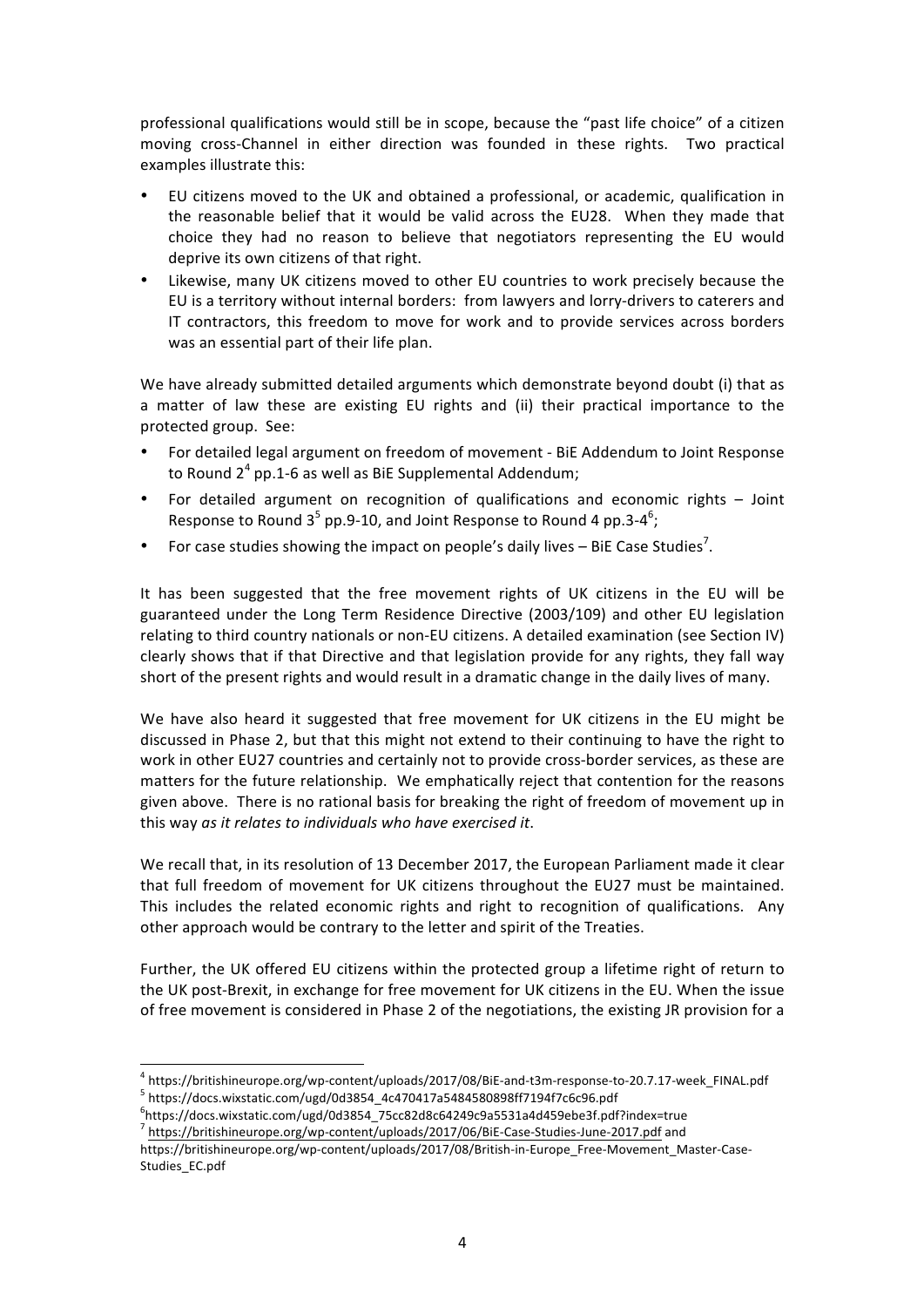professional qualifications would still be in scope, because the "past life choice" of a citizen moving cross-Channel in either direction was founded in these rights. Two practical examples illustrate this:

- EU citizens moved to the UK and obtained a professional, or academic, qualification in the reasonable belief that it would be valid across the EU28. When they made that choice they had no reason to believe that negotiators representing the EU would deprive its own citizens of that right.
- Likewise, many UK citizens moved to other EU countries to work precisely because the EU is a territory without internal borders: from lawyers and lorry-drivers to caterers and IT contractors, this freedom to move for work and to provide services across borders was an essential part of their life plan.

We have already submitted detailed arguments which demonstrate beyond doubt (i) that as a matter of law these are existing EU rights and (ii) their practical importance to the protected group. See:

- For detailed legal argument on freedom of movement - BiE Addendum to Joint Response to Round 2[4] pp.1-6 as well as BiE Supplemental Addendum;
- For detailed argument on recognition of qualifications and economic rights – Joint Response to Round 3[5] pp.9-10, and Joint Response to Round 4 pp.3-4[6];
- For case studies showing the impact on people's daily lives – BiE Case Studies[7].

It has been suggested that the free movement rights of UK citizens in the EU will be guaranteed under the Long Term Residence Directive (2003/109) and other EU legislation relating to third country nationals or non-EU citizens. A detailed examination (see Section IV) clearly shows that if that Directive and that legislation provide for any rights, they fall way short of the present rights and would result in a dramatic change in the daily lives of many.

We have also heard it suggested that free movement for UK citizens in the EU might be discussed in Phase 2, but that this might not extend to their continuing to have the right to work in other EU27 countries and certainly not to provide cross-border services, as these are matters for the future relationship. We emphatically reject that contention for the reasons given above. There is no rational basis for breaking the right of freedom of movement up in this way *as it relates to individuals who have exercised it*.

We recall that, in its resolution of 13 December 2017, the European Parliament made it clear that full freedom of movement for UK citizens throughout the EU27 must be maintained. This includes the related economic rights and right to recognition of qualifications. Any other approach would be contrary to the letter and spirit of the Treaties.

Further, the UK offered EU citizens within the protected group a lifetime right of return to the UK post-Brexit, in exchange for free movement for UK citizens in the EU. When the issue of free movement is considered in Phase 2 of the negotiations, the existing JR provision for a

[4] https://britishineurope.org/wp-content/uploads/2017/08/BiE-and-t3m-response-to-20.7.17-week_FINAL.pdf
[5] https://docs.wixstatic.com/ugd/0d3854_4c470417a5484580898ff7194f7c6c96.pdf
[6] https://docs.wixstatic.com/ugd/0d3854_75cc82d8c64249c9a5531a4d459ebe3f.pdf?index=true
[7] https://britishineurope.org/wp-content/uploads/2017/06/BiE-Case-Studies-June-2017.pdf and https://britishineurope.org/wp-content/uploads/2017/08/British-in-Europe_Free-Movement_Master-Case-Studies_EC.pdf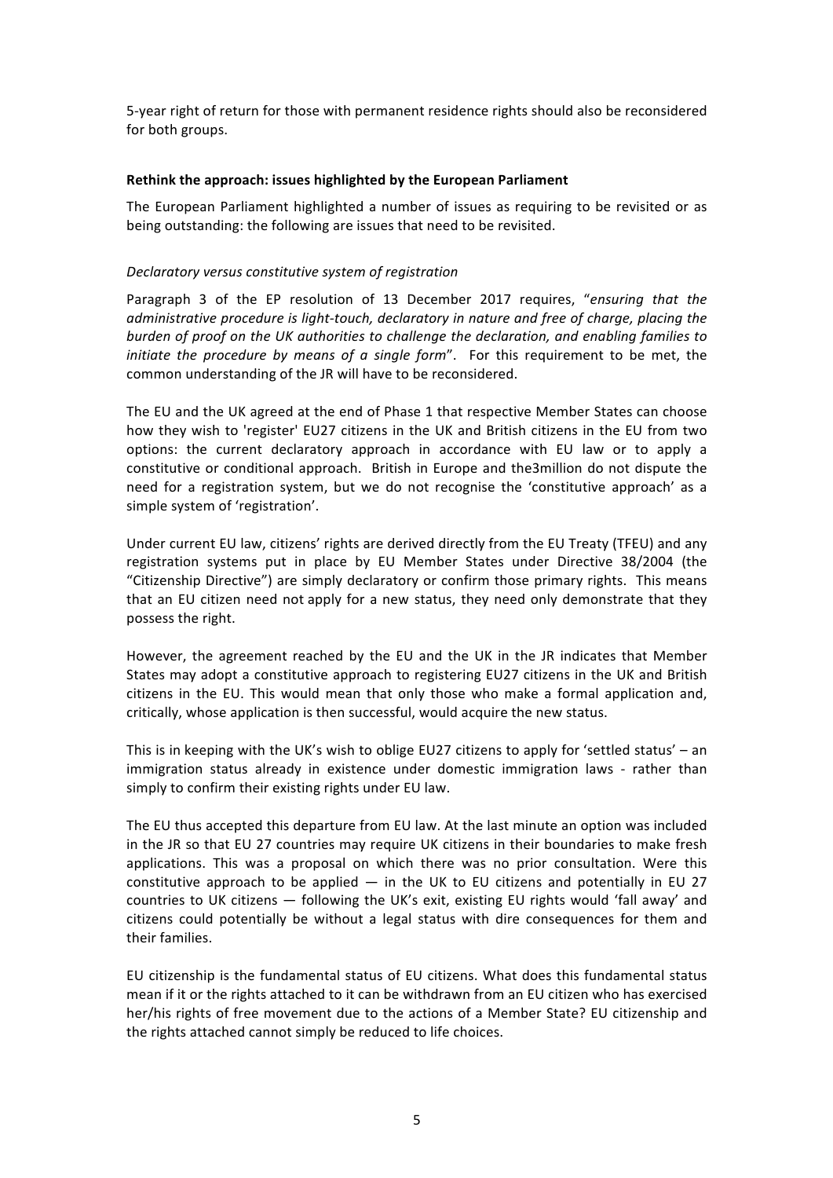5-year right of return for those with permanent residence rights should also be reconsidered for both groups.

**Rethink the approach: issues highlighted by the European Parliament**

The European Parliament highlighted a number of issues as requiring to be revisited or as being outstanding: the following are issues that need to be revisited.

*Declaratory versus constitutive system of registration*

Paragraph 3 of the EP resolution of 13 December 2017 requires, "*ensuring that the administrative procedure is light-touch, declaratory in nature and free of charge, placing the burden of proof on the UK authorities to challenge the declaration, and enabling families to initiate the procedure by means of a single form*". For this requirement to be met, the common understanding of the JR will have to be reconsidered.

The EU and the UK agreed at the end of Phase 1 that respective Member States can choose how they wish to 'register' EU27 citizens in the UK and British citizens in the EU from two options: the current declaratory approach in accordance with EU law or to apply a constitutive or conditional approach. British in Europe and the3million do not dispute the need for a registration system, but we do not recognise the 'constitutive approach' as a simple system of 'registration'.

Under current EU law, citizens' rights are derived directly from the EU Treaty (TFEU) and any registration systems put in place by EU Member States under Directive 38/2004 (the "Citizenship Directive") are simply declaratory or confirm those primary rights. This means that an EU citizen need not apply for a new status, they need only demonstrate that they possess the right.

However, the agreement reached by the EU and the UK in the JR indicates that Member States may adopt a constitutive approach to registering EU27 citizens in the UK and British citizens in the EU. This would mean that only those who make a formal application and, critically, whose application is then successful, would acquire the new status.

This is in keeping with the UK's wish to oblige EU27 citizens to apply for 'settled status' – an immigration status already in existence under domestic immigration laws - rather than simply to confirm their existing rights under EU law.

The EU thus accepted this departure from EU law. At the last minute an option was included in the JR so that EU 27 countries may require UK citizens in their boundaries to make fresh applications. This was a proposal on which there was no prior consultation. Were this constitutive approach to be applied — in the UK to EU citizens and potentially in EU 27 countries to UK citizens — following the UK's exit, existing EU rights would 'fall away' and citizens could potentially be without a legal status with dire consequences for them and their families.

EU citizenship is the fundamental status of EU citizens. What does this fundamental status mean if it or the rights attached to it can be withdrawn from an EU citizen who has exercised her/his rights of free movement due to the actions of a Member State? EU citizenship and the rights attached cannot simply be reduced to life choices.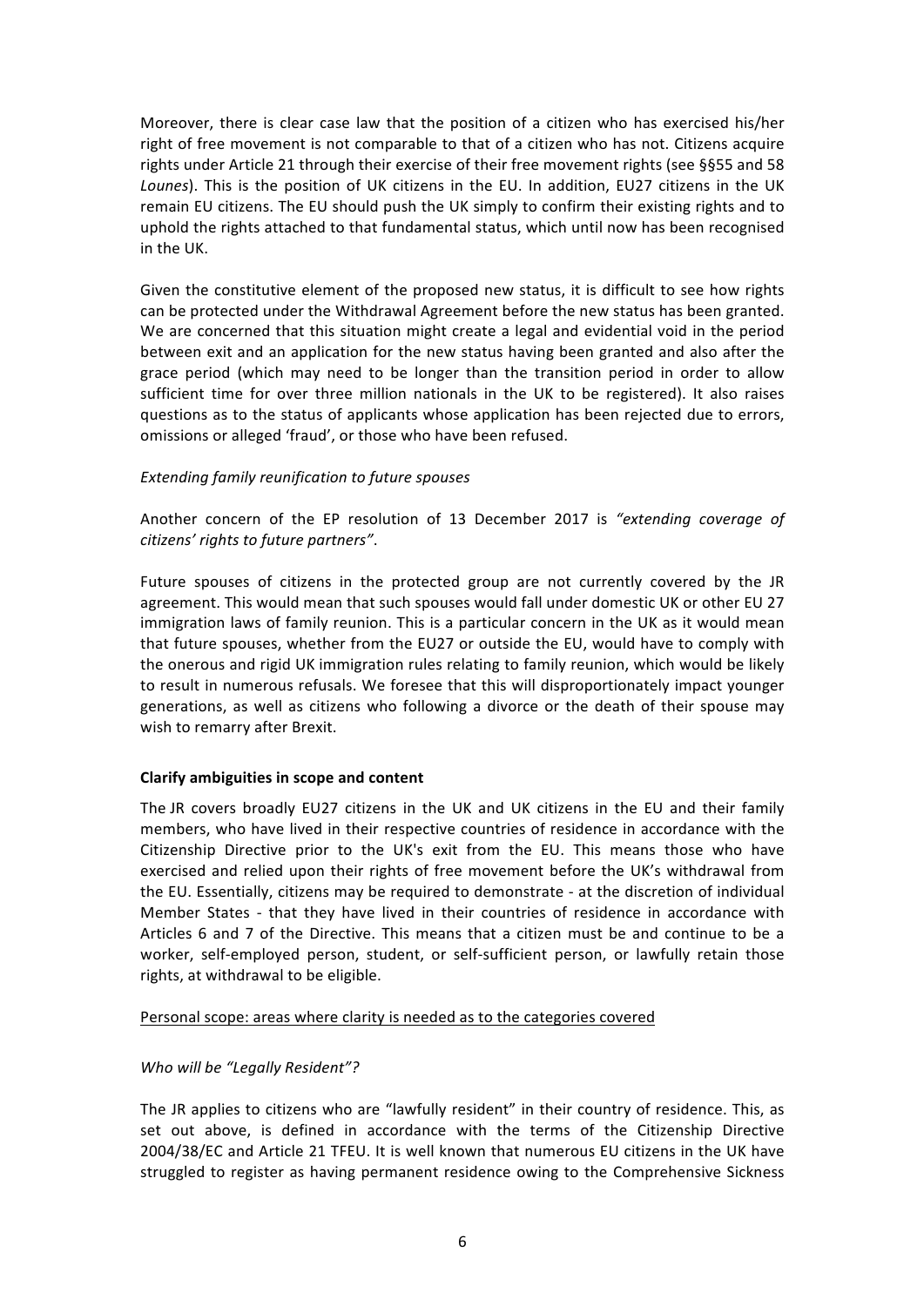Moreover, there is clear case law that the position of a citizen who has exercised his/her right of free movement is not comparable to that of a citizen who has not. Citizens acquire rights under Article 21 through their exercise of their free movement rights (see §§55 and 58 *Lounes*). This is the position of UK citizens in the EU. In addition, EU27 citizens in the UK remain EU citizens. The EU should push the UK simply to confirm their existing rights and to uphold the rights attached to that fundamental status, which until now has been recognised in the UK.

Given the constitutive element of the proposed new status, it is difficult to see how rights can be protected under the Withdrawal Agreement before the new status has been granted. We are concerned that this situation might create a legal and evidential void in the period between exit and an application for the new status having been granted and also after the grace period (which may need to be longer than the transition period in order to allow sufficient time for over three million nationals in the UK to be registered). It also raises questions as to the status of applicants whose application has been rejected due to errors, omissions or alleged 'fraud', or those who have been refused.

*Extending family reunification to future spouses*

Another concern of the EP resolution of 13 December 2017 is *"extending coverage of citizens' rights to future partners"*.

Future spouses of citizens in the protected group are not currently covered by the JR agreement. This would mean that such spouses would fall under domestic UK or other EU 27 immigration laws of family reunion. This is a particular concern in the UK as it would mean that future spouses, whether from the EU27 or outside the EU, would have to comply with the onerous and rigid UK immigration rules relating to family reunion, which would be likely to result in numerous refusals. We foresee that this will disproportionately impact younger generations, as well as citizens who following a divorce or the death of their spouse may wish to remarry after Brexit.

**Clarify ambiguities in scope and content**

The JR covers broadly EU27 citizens in the UK and UK citizens in the EU and their family members, who have lived in their respective countries of residence in accordance with the Citizenship Directive prior to the UK's exit from the EU. This means those who have exercised and relied upon their rights of free movement before the UK's withdrawal from the EU. Essentially, citizens may be required to demonstrate - at the discretion of individual Member States - that they have lived in their countries of residence in accordance with Articles 6 and 7 of the Directive. This means that a citizen must be and continue to be a worker, self-employed person, student, or self-sufficient person, or lawfully retain those rights, at withdrawal to be eligible.

<u>Personal scope: areas where clarity is needed as to the categories covered</u>

*Who will be "Legally Resident"?*

The JR applies to citizens who are "lawfully resident" in their country of residence. This, as set out above, is defined in accordance with the terms of the Citizenship Directive 2004/38/EC and Article 21 TFEU. It is well known that numerous EU citizens in the UK have struggled to register as having permanent residence owing to the Comprehensive Sickness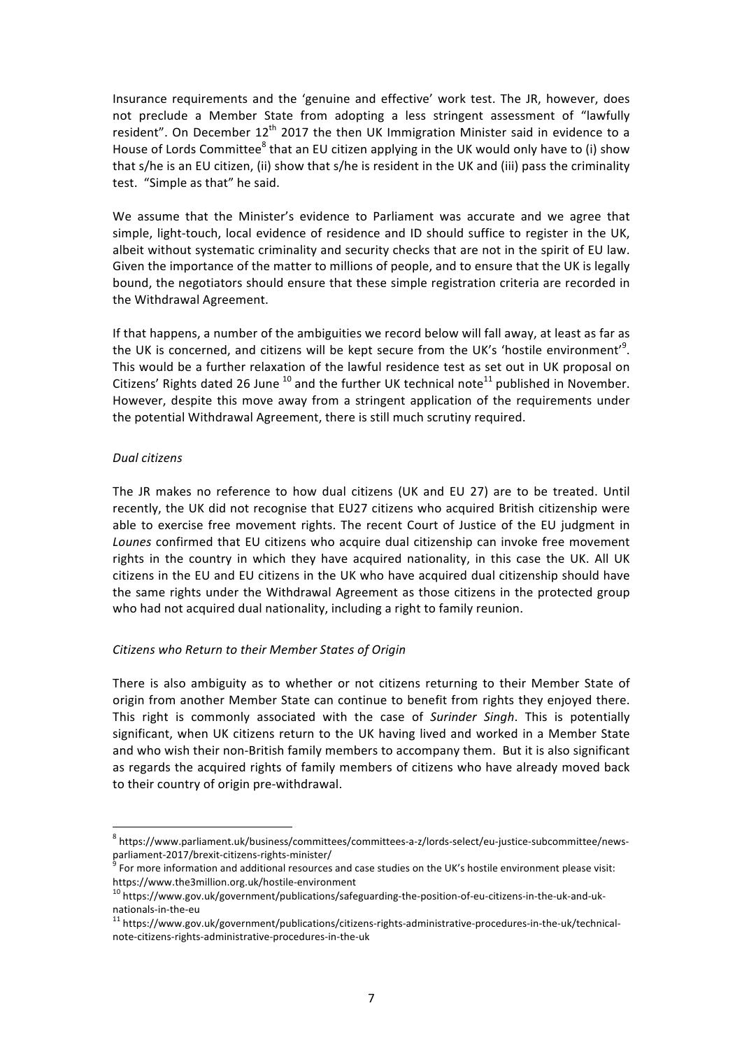Insurance requirements and the 'genuine and effective' work test. The JR, however, does not preclude a Member State from adopting a less stringent assessment of "lawfully resident". On December 12th 2017 the then UK Immigration Minister said in evidence to a House of Lords Committee[8] that an EU citizen applying in the UK would only have to (i) show that s/he is an EU citizen, (ii) show that s/he is resident in the UK and (iii) pass the criminality test. "Simple as that" he said.

We assume that the Minister's evidence to Parliament was accurate and we agree that simple, light-touch, local evidence of residence and ID should suffice to register in the UK, albeit without systematic criminality and security checks that are not in the spirit of EU law. Given the importance of the matter to millions of people, and to ensure that the UK is legally bound, the negotiators should ensure that these simple registration criteria are recorded in the Withdrawal Agreement.

If that happens, a number of the ambiguities we record below will fall away, at least as far as the UK is concerned, and citizens will be kept secure from the UK's 'hostile environment'[9]. This would be a further relaxation of the lawful residence test as set out in UK proposal on Citizens' Rights dated 26 June [10] and the further UK technical note[11] published in November. However, despite this move away from a stringent application of the requirements under the potential Withdrawal Agreement, there is still much scrutiny required.

*Dual citizens*

The JR makes no reference to how dual citizens (UK and EU 27) are to be treated. Until recently, the UK did not recognise that EU27 citizens who acquired British citizenship were able to exercise free movement rights. The recent Court of Justice of the EU judgment in *Lounes* confirmed that EU citizens who acquire dual citizenship can invoke free movement rights in the country in which they have acquired nationality, in this case the UK. All UK citizens in the EU and EU citizens in the UK who have acquired dual citizenship should have the same rights under the Withdrawal Agreement as those citizens in the protected group who had not acquired dual nationality, including a right to family reunion.

*Citizens who Return to their Member States of Origin*

There is also ambiguity as to whether or not citizens returning to their Member State of origin from another Member State can continue to benefit from rights they enjoyed there. This right is commonly associated with the case of *Surinder Singh*. This is potentially significant, when UK citizens return to the UK having lived and worked in a Member State and who wish their non-British family members to accompany them. But it is also significant as regards the acquired rights of family members of citizens who have already moved back to their country of origin pre-withdrawal.

---

[8] https://www.parliament.uk/business/committees/committees-a-z/lords-select/eu-justice-subcommittee/news-parliament-2017/brexit-citizens-rights-minister/

[9] For more information and additional resources and case studies on the UK's hostile environment please visit: https://www.the3million.org.uk/hostile-environment

[10] https://www.gov.uk/government/publications/safeguarding-the-position-of-eu-citizens-in-the-uk-and-uk-nationals-in-the-eu

[11] https://www.gov.uk/government/publications/citizens-rights-administrative-procedures-in-the-uk/technical-note-citizens-rights-administrative-procedures-in-the-uk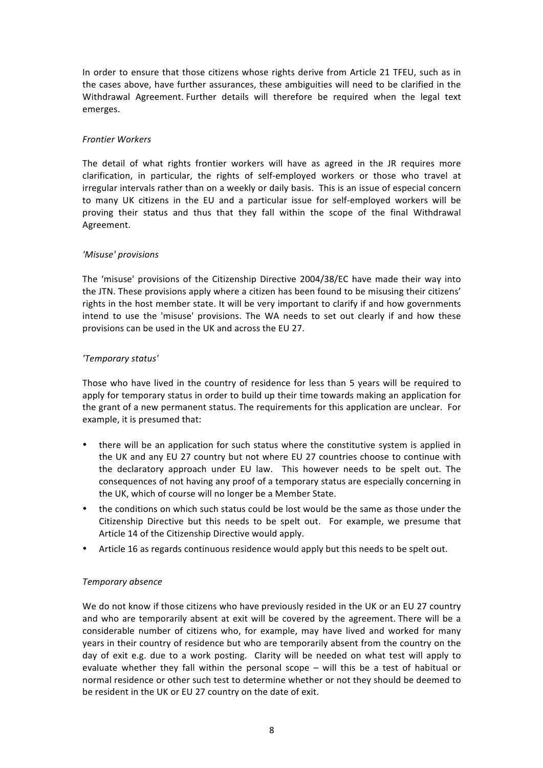In order to ensure that those citizens whose rights derive from Article 21 TFEU, such as in the cases above, have further assurances, these ambiguities will need to be clarified in the Withdrawal Agreement. Further details will therefore be required when the legal text emerges.

*Frontier Workers*

The detail of what rights frontier workers will have as agreed in the JR requires more clarification, in particular, the rights of self-employed workers or those who travel at irregular intervals rather than on a weekly or daily basis. This is an issue of especial concern to many UK citizens in the EU and a particular issue for self-employed workers will be proving their status and thus that they fall within the scope of the final Withdrawal Agreement.

*'Misuse' provisions*

The 'misuse' provisions of the Citizenship Directive 2004/38/EC have made their way into the JTN. These provisions apply where a citizen has been found to be misusing their citizens' rights in the host member state. It will be very important to clarify if and how governments intend to use the 'misuse' provisions. The WA needs to set out clearly if and how these provisions can be used in the UK and across the EU 27.

*'Temporary status'*

Those who have lived in the country of residence for less than 5 years will be required to apply for temporary status in order to build up their time towards making an application for the grant of a new permanent status. The requirements for this application are unclear. For example, it is presumed that:

- there will be an application for such status where the constitutive system is applied in the UK and any EU 27 country but not where EU 27 countries choose to continue with the declaratory approach under EU law. This however needs to be spelt out. The consequences of not having any proof of a temporary status are especially concerning in the UK, which of course will no longer be a Member State.
- the conditions on which such status could be lost would be the same as those under the Citizenship Directive but this needs to be spelt out. For example, we presume that Article 14 of the Citizenship Directive would apply.
- Article 16 as regards continuous residence would apply but this needs to be spelt out.

*Temporary absence*

We do not know if those citizens who have previously resided in the UK or an EU 27 country and who are temporarily absent at exit will be covered by the agreement. There will be a considerable number of citizens who, for example, may have lived and worked for many years in their country of residence but who are temporarily absent from the country on the day of exit e.g. due to a work posting. Clarity will be needed on what test will apply to evaluate whether they fall within the personal scope – will this be a test of habitual or normal residence or other such test to determine whether or not they should be deemed to be resident in the UK or EU 27 country on the date of exit.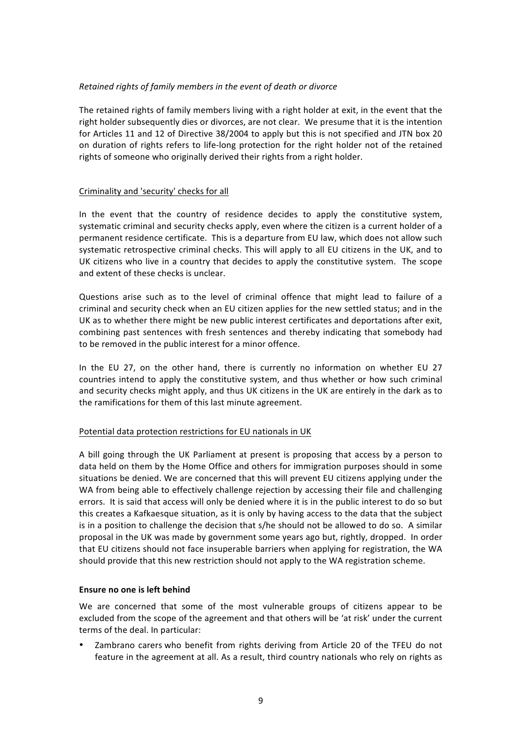*Retained rights of family members in the event of death or divorce*

The retained rights of family members living with a right holder at exit, in the event that the right holder subsequently dies or divorces, are not clear. We presume that it is the intention for Articles 11 and 12 of Directive 38/2004 to apply but this is not specified and JTN box 20 on duration of rights refers to life-long protection for the right holder not of the retained rights of someone who originally derived their rights from a right holder.

<u>Criminality and 'security' checks for all</u>

In the event that the country of residence decides to apply the constitutive system, systematic criminal and security checks apply, even where the citizen is a current holder of a permanent residence certificate. This is a departure from EU law, which does not allow such systematic retrospective criminal checks. This will apply to all EU citizens in the UK, and to UK citizens who live in a country that decides to apply the constitutive system. The scope and extent of these checks is unclear.

Questions arise such as to the level of criminal offence that might lead to failure of a criminal and security check when an EU citizen applies for the new settled status; and in the UK as to whether there might be new public interest certificates and deportations after exit, combining past sentences with fresh sentences and thereby indicating that somebody had to be removed in the public interest for a minor offence.

In the EU 27, on the other hand, there is currently no information on whether EU 27 countries intend to apply the constitutive system, and thus whether or how such criminal and security checks might apply, and thus UK citizens in the UK are entirely in the dark as to the ramifications for them of this last minute agreement.

<u>Potential data protection restrictions for EU nationals in UK</u>

A bill going through the UK Parliament at present is proposing that access by a person to data held on them by the Home Office and others for immigration purposes should in some situations be denied. We are concerned that this will prevent EU citizens applying under the WA from being able to effectively challenge rejection by accessing their file and challenging errors. It is said that access will only be denied where it is in the public interest to do so but this creates a Kafkaesque situation, as it is only by having access to the data that the subject is in a position to challenge the decision that s/he should not be allowed to do so. A similar proposal in the UK was made by government some years ago but, rightly, dropped. In order that EU citizens should not face insuperable barriers when applying for registration, the WA should provide that this new restriction should not apply to the WA registration scheme.

**Ensure no one is left behind**

We are concerned that some of the most vulnerable groups of citizens appear to be excluded from the scope of the agreement and that others will be 'at risk' under the current terms of the deal. In particular:

- Zambrano carers who benefit from rights deriving from Article 20 of the TFEU do not feature in the agreement at all. As a result, third country nationals who rely on rights as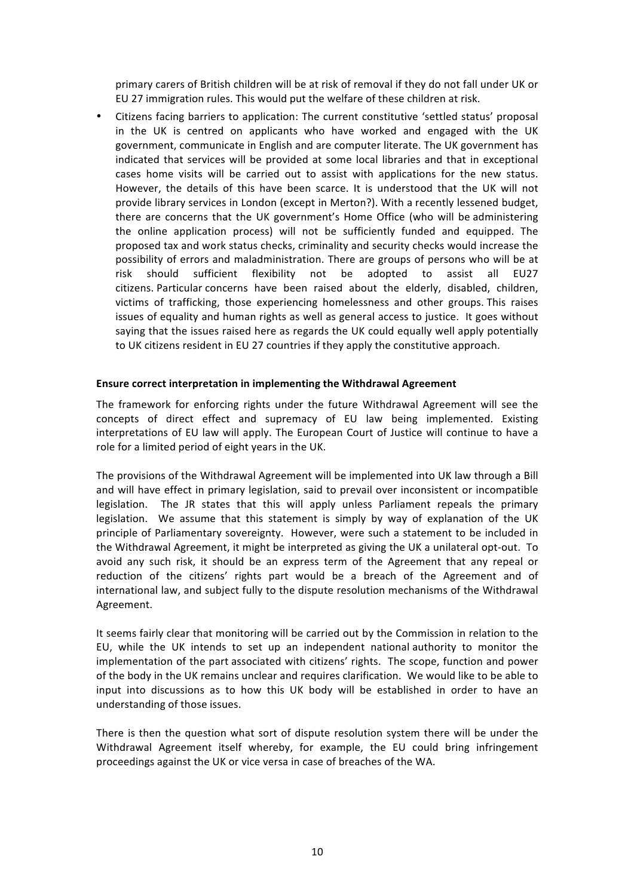primary carers of British children will be at risk of removal if they do not fall under UK or EU 27 immigration rules. This would put the welfare of these children at risk.

- Citizens facing barriers to application: The current constitutive 'settled status' proposal in the UK is centred on applicants who have worked and engaged with the UK government, communicate in English and are computer literate. The UK government has indicated that services will be provided at some local libraries and that in exceptional cases home visits will be carried out to assist with applications for the new status. However, the details of this have been scarce. It is understood that the UK will not provide library services in London (except in Merton?). With a recently lessened budget, there are concerns that the UK government's Home Office (who will be administering the online application process) will not be sufficiently funded and equipped. The proposed tax and work status checks, criminality and security checks would increase the possibility of errors and maladministration. There are groups of persons who will be at risk should sufficient flexibility not be adopted to assist all EU27 citizens. Particular concerns have been raised about the elderly, disabled, children, victims of trafficking, those experiencing homelessness and other groups. This raises issues of equality and human rights as well as general access to justice. It goes without saying that the issues raised here as regards the UK could equally well apply potentially to UK citizens resident in EU 27 countries if they apply the constitutive approach.

**Ensure correct interpretation in implementing the Withdrawal Agreement**

The framework for enforcing rights under the future Withdrawal Agreement will see the concepts of direct effect and supremacy of EU law being implemented. Existing interpretations of EU law will apply. The European Court of Justice will continue to have a role for a limited period of eight years in the UK.

The provisions of the Withdrawal Agreement will be implemented into UK law through a Bill and will have effect in primary legislation, said to prevail over inconsistent or incompatible legislation. The JR states that this will apply unless Parliament repeals the primary legislation. We assume that this statement is simply by way of explanation of the UK principle of Parliamentary sovereignty. However, were such a statement to be included in the Withdrawal Agreement, it might be interpreted as giving the UK a unilateral opt-out. To avoid any such risk, it should be an express term of the Agreement that any repeal or reduction of the citizens' rights part would be a breach of the Agreement and of international law, and subject fully to the dispute resolution mechanisms of the Withdrawal Agreement.

It seems fairly clear that monitoring will be carried out by the Commission in relation to the EU, while the UK intends to set up an independent national authority to monitor the implementation of the part associated with citizens' rights. The scope, function and power of the body in the UK remains unclear and requires clarification. We would like to be able to input into discussions as to how this UK body will be established in order to have an understanding of those issues.

There is then the question what sort of dispute resolution system there will be under the Withdrawal Agreement itself whereby, for example, the EU could bring infringement proceedings against the UK or vice versa in case of breaches of the WA.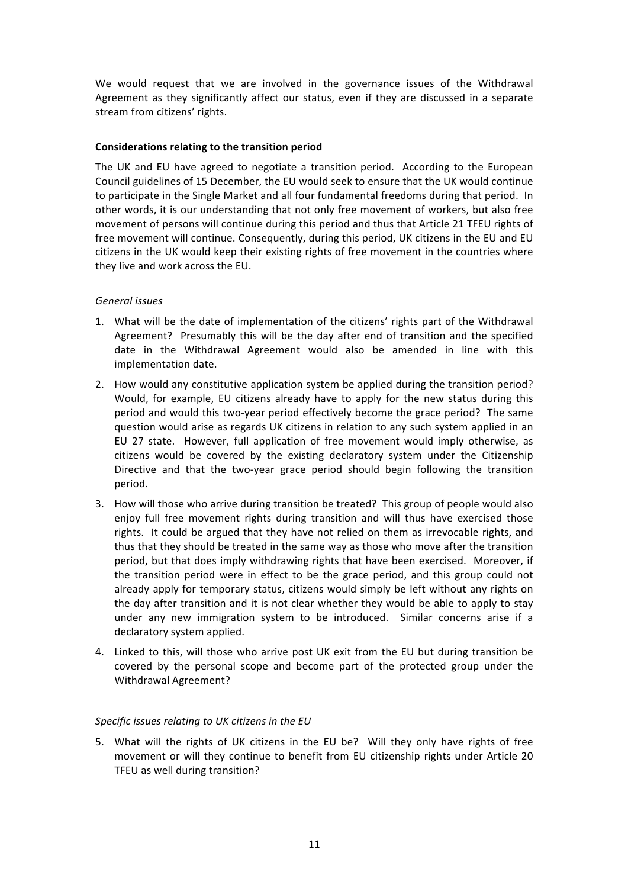We would request that we are involved in the governance issues of the Withdrawal Agreement as they significantly affect our status, even if they are discussed in a separate stream from citizens' rights.

**Considerations relating to the transition period**

The UK and EU have agreed to negotiate a transition period. According to the European Council guidelines of 15 December, the EU would seek to ensure that the UK would continue to participate in the Single Market and all four fundamental freedoms during that period. In other words, it is our understanding that not only free movement of workers, but also free movement of persons will continue during this period and thus that Article 21 TFEU rights of free movement will continue. Consequently, during this period, UK citizens in the EU and EU citizens in the UK would keep their existing rights of free movement in the countries where they live and work across the EU.

*General issues*

1. What will be the date of implementation of the citizens' rights part of the Withdrawal Agreement? Presumably this will be the day after end of transition and the specified date in the Withdrawal Agreement would also be amended in line with this implementation date.
2. How would any constitutive application system be applied during the transition period? Would, for example, EU citizens already have to apply for the new status during this period and would this two-year period effectively become the grace period? The same question would arise as regards UK citizens in relation to any such system applied in an EU 27 state. However, full application of free movement would imply otherwise, as citizens would be covered by the existing declaratory system under the Citizenship Directive and that the two-year grace period should begin following the transition period.
3. How will those who arrive during transition be treated? This group of people would also enjoy full free movement rights during transition and will thus have exercised those rights. It could be argued that they have not relied on them as irrevocable rights, and thus that they should be treated in the same way as those who move after the transition period, but that does imply withdrawing rights that have been exercised. Moreover, if the transition period were in effect to be the grace period, and this group could not already apply for temporary status, citizens would simply be left without any rights on the day after transition and it is not clear whether they would be able to apply to stay under any new immigration system to be introduced. Similar concerns arise if a declaratory system applied.
4. Linked to this, will those who arrive post UK exit from the EU but during transition be covered by the personal scope and become part of the protected group under the Withdrawal Agreement?

*Specific issues relating to UK citizens in the EU*

5. What will the rights of UK citizens in the EU be? Will they only have rights of free movement or will they continue to benefit from EU citizenship rights under Article 20 TFEU as well during transition?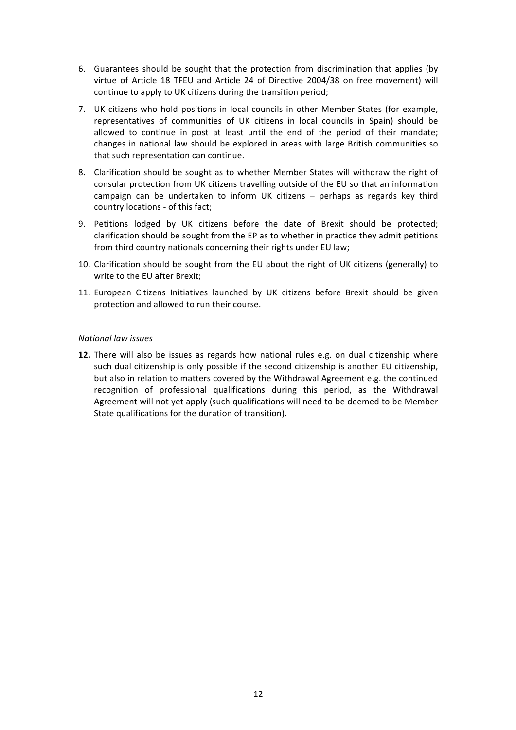6. Guarantees should be sought that the protection from discrimination that applies (by virtue of Article 18 TFEU and Article 24 of Directive 2004/38 on free movement) will continue to apply to UK citizens during the transition period;
7. UK citizens who hold positions in local councils in other Member States (for example, representatives of communities of UK citizens in local councils in Spain) should be allowed to continue in post at least until the end of the period of their mandate; changes in national law should be explored in areas with large British communities so that such representation can continue.
8. Clarification should be sought as to whether Member States will withdraw the right of consular protection from UK citizens travelling outside of the EU so that an information campaign can be undertaken to inform UK citizens – perhaps as regards key third country locations - of this fact;
9. Petitions lodged by UK citizens before the date of Brexit should be protected; clarification should be sought from the EP as to whether in practice they admit petitions from third country nationals concerning their rights under EU law;
10. Clarification should be sought from the EU about the right of UK citizens (generally) to write to the EU after Brexit;
11. European Citizens Initiatives launched by UK citizens before Brexit should be given protection and allowed to run their course.

*National law issues*

12. There will also be issues as regards how national rules e.g. on dual citizenship where such dual citizenship is only possible if the second citizenship is another EU citizenship, but also in relation to matters covered by the Withdrawal Agreement e.g. the continued recognition of professional qualifications during this period, as the Withdrawal Agreement will not yet apply (such qualifications will need to be deemed to be Member State qualifications for the duration of transition).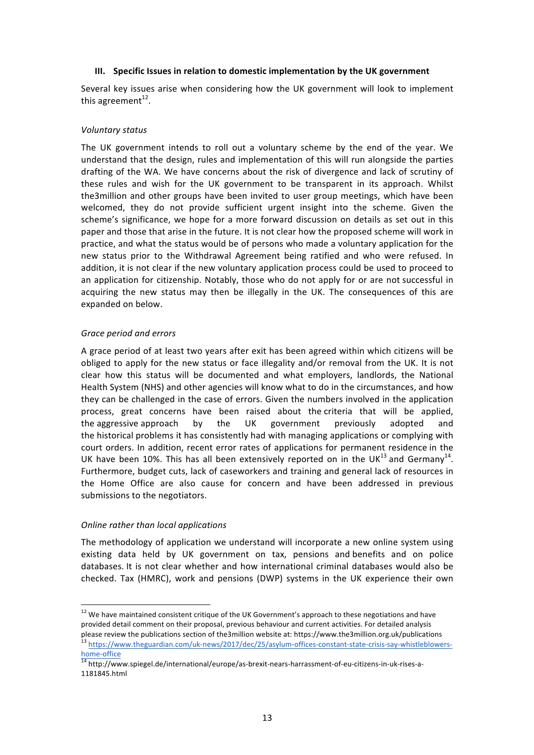### III. Specific Issues in relation to domestic implementation by the UK government

Several key issues arise when considering how the UK government will look to implement this agreement[12].

*Voluntary status*

The UK government intends to roll out a voluntary scheme by the end of the year. We understand that the design, rules and implementation of this will run alongside the parties drafting of the WA. We have concerns about the risk of divergence and lack of scrutiny of these rules and wish for the UK government to be transparent in its approach. Whilst the3million and other groups have been invited to user group meetings, which have been welcomed, they do not provide sufficient urgent insight into the scheme. Given the scheme's significance, we hope for a more forward discussion on details as set out in this paper and those that arise in the future. It is not clear how the proposed scheme will work in practice, and what the status would be of persons who made a voluntary application for the new status prior to the Withdrawal Agreement being ratified and who were refused. In addition, it is not clear if the new voluntary application process could be used to proceed to an application for citizenship. Notably, those who do not apply for or are not successful in acquiring the new status may then be illegally in the UK. The consequences of this are expanded on below.

*Grace period and errors*

A grace period of at least two years after exit has been agreed within which citizens will be obliged to apply for the new status or face illegality and/or removal from the UK. It is not clear how this status will be documented and what employers, landlords, the National Health System (NHS) and other agencies will know what to do in the circumstances, and how they can be challenged in the case of errors. Given the numbers involved in the application process, great concerns have been raised about the criteria that will be applied, the aggressive approach by the UK government previously adopted and the historical problems it has consistently had with managing applications or complying with court orders. In addition, recent error rates of applications for permanent residence in the UK have been 10%. This has all been extensively reported on in the UK[13] and Germany[14]. Furthermore, budget cuts, lack of caseworkers and training and general lack of resources in the Home Office are also cause for concern and have been addressed in previous submissions to the negotiators.

*Online rather than local applications*

The methodology of application we understand will incorporate a new online system using existing data held by UK government on tax, pensions and benefits and on police databases. It is not clear whether and how international criminal databases would also be checked. Tax (HMRC), work and pensions (DWP) systems in the UK experience their own

---

[12] We have maintained consistent critique of the UK Government's approach to these negotiations and have provided detail comment on their proposal, previous behaviour and current activities. For detailed analysis please review the publications section of the3million website at: https://www.the3million.org.uk/publications

[13] https://www.theguardian.com/uk-news/2017/dec/25/asylum-offices-constant-state-crisis-say-whistleblowers-home-office

[14] http://www.spiegel.de/international/europe/as-brexit-nears-harrassment-of-eu-citizens-in-uk-rises-a-1181845.html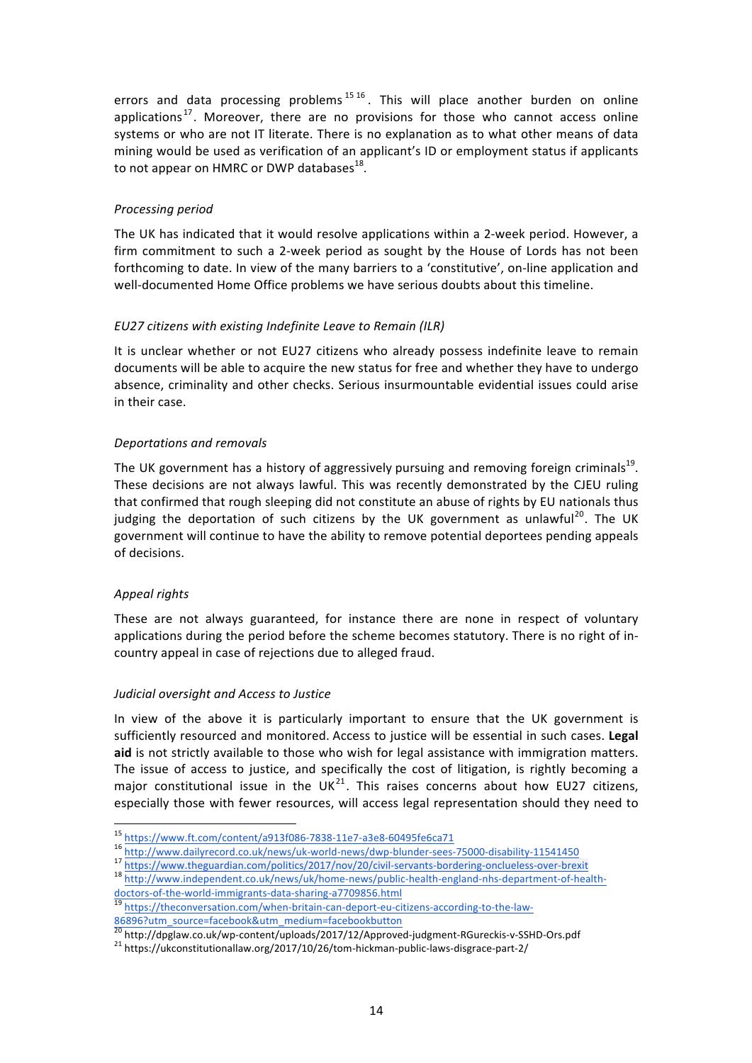errors and data processing problems[15][16]. This will place another burden on online applications[17]. Moreover, there are no provisions for those who cannot access online systems or who are not IT literate. There is no explanation as to what other means of data mining would be used as verification of an applicant's ID or employment status if applicants to not appear on HMRC or DWP databases[18].

*Processing period*

The UK has indicated that it would resolve applications within a 2-week period. However, a firm commitment to such a 2-week period as sought by the House of Lords has not been forthcoming to date. In view of the many barriers to a 'constitutive', on-line application and well-documented Home Office problems we have serious doubts about this timeline.

*EU27 citizens with existing Indefinite Leave to Remain (ILR)*

It is unclear whether or not EU27 citizens who already possess indefinite leave to remain documents will be able to acquire the new status for free and whether they have to undergo absence, criminality and other checks. Serious insurmountable evidential issues could arise in their case.

*Deportations and removals*

The UK government has a history of aggressively pursuing and removing foreign criminals[19]. These decisions are not always lawful. This was recently demonstrated by the CJEU ruling that confirmed that rough sleeping did not constitute an abuse of rights by EU nationals thus judging the deportation of such citizens by the UK government as unlawful[20]. The UK government will continue to have the ability to remove potential deportees pending appeals of decisions.

*Appeal rights*

These are not always guaranteed, for instance there are none in respect of voluntary applications during the period before the scheme becomes statutory. There is no right of in-country appeal in case of rejections due to alleged fraud.

*Judicial oversight and Access to Justice*

In view of the above it is particularly important to ensure that the UK government is sufficiently resourced and monitored. Access to justice will be essential in such cases. **Legal aid** is not strictly available to those who wish for legal assistance with immigration matters. The issue of access to justice, and specifically the cost of litigation, is rightly becoming a major constitutional issue in the UK[21]. This raises concerns about how EU27 citizens, especially those with fewer resources, will access legal representation should they need to

---

[15] https://www.ft.com/content/a913f086-7838-11e7-a3e8-60495fe6ca71

[16] http://www.dailyrecord.co.uk/news/uk-world-news/dwp-blunder-sees-75000-disability-11541450

[17] https://www.theguardian.com/politics/2017/nov/20/civil-servants-bordering-onclueless-over-brexit

[18] http://www.independent.co.uk/news/uk/home-news/public-health-england-nhs-department-of-health-doctors-of-the-world-immigrants-data-sharing-a7709856.html

[19] https://theconversation.com/when-britain-can-deport-eu-citizens-according-to-the-law-86896?utm_source=facebook&utm_medium=facebookbutton

[20] http://dpglaw.co.uk/wp-content/uploads/2017/12/Approved-judgment-RGureckis-v-SSHD-Ors.pdf

[21] https://ukconstitutionallaw.org/2017/10/26/tom-hickman-public-laws-disgrace-part-2/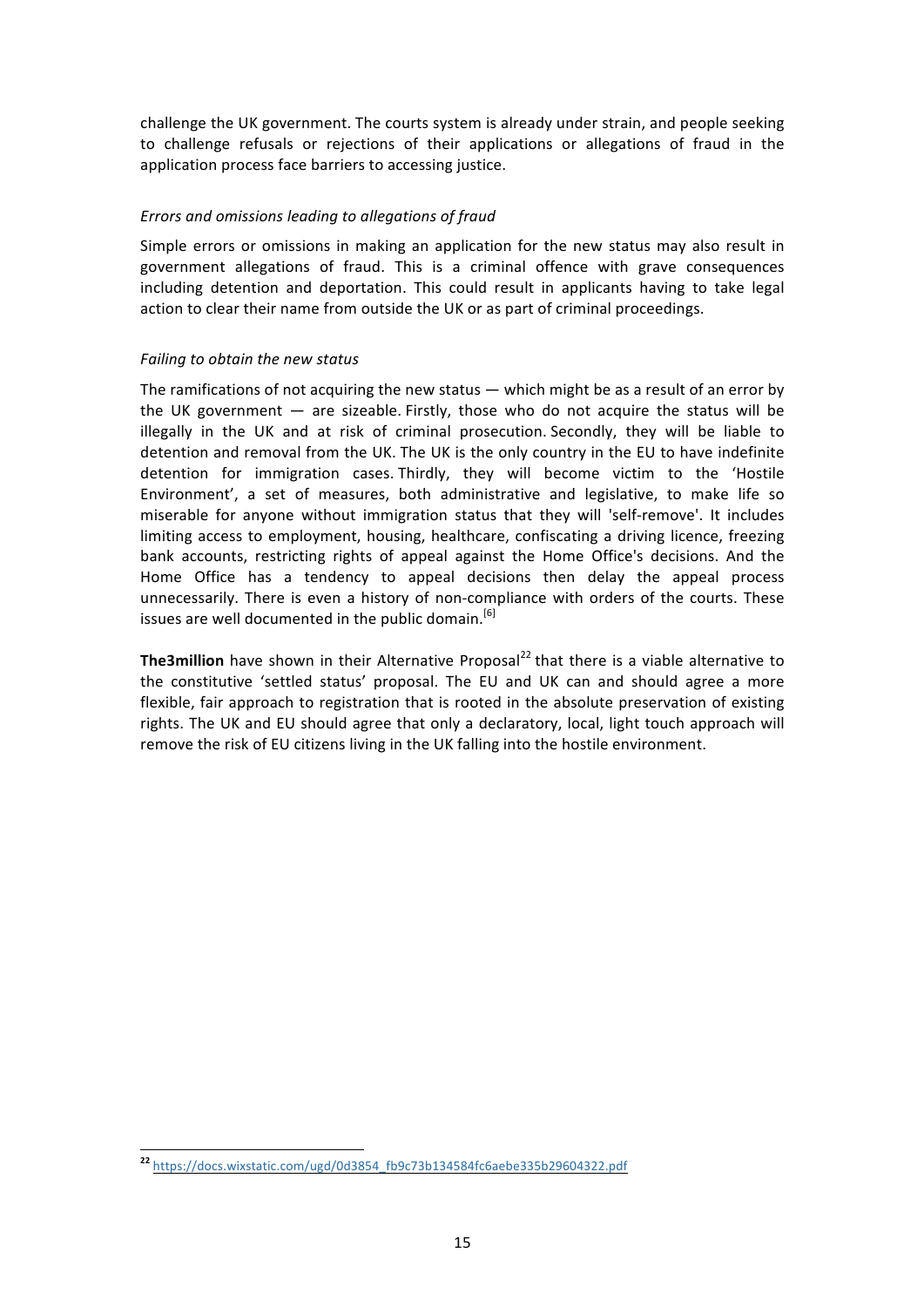challenge the UK government. The courts system is already under strain, and people seeking to challenge refusals or rejections of their applications or allegations of fraud in the application process face barriers to accessing justice.

*Errors and omissions leading to allegations of fraud*

Simple errors or omissions in making an application for the new status may also result in government allegations of fraud. This is a criminal offence with grave consequences including detention and deportation. This could result in applicants having to take legal action to clear their name from outside the UK or as part of criminal proceedings.

*Failing to obtain the new status*

The ramifications of not acquiring the new status — which might be as a result of an error by the UK government — are sizeable. Firstly, those who do not acquire the status will be illegally in the UK and at risk of criminal prosecution. Secondly, they will be liable to detention and removal from the UK. The UK is the only country in the EU to have indefinite detention for immigration cases. Thirdly, they will become victim to the 'Hostile Environment', a set of measures, both administrative and legislative, to make life so miserable for anyone without immigration status that they will 'self-remove'. It includes limiting access to employment, housing, healthcare, confiscating a driving licence, freezing bank accounts, restricting rights of appeal against the Home Office's decisions. And the Home Office has a tendency to appeal decisions then delay the appeal process unnecessarily. There is even a history of non-compliance with orders of the courts. These issues are well documented in the public domain.[6]

**The3million** have shown in their Alternative Proposal[22] that there is a viable alternative to the constitutive 'settled status' proposal. The EU and UK can and should agree a more flexible, fair approach to registration that is rooted in the absolute preservation of existing rights. The UK and EU should agree that only a declaratory, local, light touch approach will remove the risk of EU citizens living in the UK falling into the hostile environment.

[22] https://docs.wixstatic.com/ugd/0d3854_fb9c73b134584fc6aebe335b29604322.pdf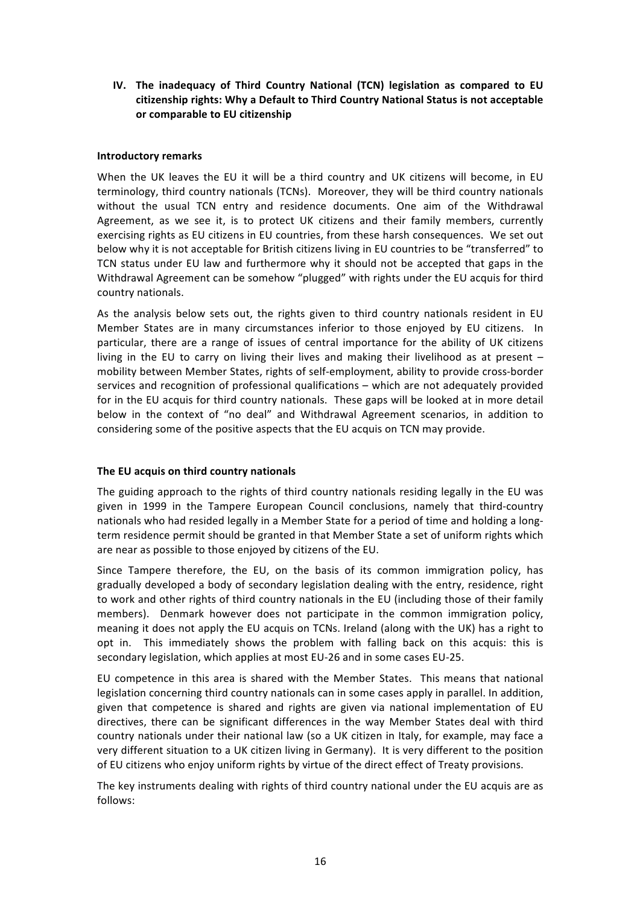## IV. The inadequacy of Third Country National (TCN) legislation as compared to EU citizenship rights: Why a Default to Third Country National Status is not acceptable or comparable to EU citizenship

### Introductory remarks

When the UK leaves the EU it will be a third country and UK citizens will become, in EU terminology, third country nationals (TCNs). Moreover, they will be third country nationals without the usual TCN entry and residence documents. One aim of the Withdrawal Agreement, as we see it, is to protect UK citizens and their family members, currently exercising rights as EU citizens in EU countries, from these harsh consequences. We set out below why it is not acceptable for British citizens living in EU countries to be "transferred" to TCN status under EU law and furthermore why it should not be accepted that gaps in the Withdrawal Agreement can be somehow "plugged" with rights under the EU acquis for third country nationals.

As the analysis below sets out, the rights given to third country nationals resident in EU Member States are in many circumstances inferior to those enjoyed by EU citizens. In particular, there are a range of issues of central importance for the ability of UK citizens living in the EU to carry on living their lives and making their livelihood as at present – mobility between Member States, rights of self-employment, ability to provide cross-border services and recognition of professional qualifications – which are not adequately provided for in the EU acquis for third country nationals. These gaps will be looked at in more detail below in the context of "no deal" and Withdrawal Agreement scenarios, in addition to considering some of the positive aspects that the EU acquis on TCN may provide.

### The EU acquis on third country nationals

The guiding approach to the rights of third country nationals residing legally in the EU was given in 1999 in the Tampere European Council conclusions, namely that third-country nationals who had resided legally in a Member State for a period of time and holding a long-term residence permit should be granted in that Member State a set of uniform rights which are near as possible to those enjoyed by citizens of the EU.

Since Tampere therefore, the EU, on the basis of its common immigration policy, has gradually developed a body of secondary legislation dealing with the entry, residence, right to work and other rights of third country nationals in the EU (including those of their family members). Denmark however does not participate in the common immigration policy, meaning it does not apply the EU acquis on TCNs. Ireland (along with the UK) has a right to opt in. This immediately shows the problem with falling back on this acquis: this is secondary legislation, which applies at most EU-26 and in some cases EU-25.

EU competence in this area is shared with the Member States. This means that national legislation concerning third country nationals can in some cases apply in parallel. In addition, given that competence is shared and rights are given via national implementation of EU directives, there can be significant differences in the way Member States deal with third country nationals under their national law (so a UK citizen in Italy, for example, may face a very different situation to a UK citizen living in Germany). It is very different to the position of EU citizens who enjoy uniform rights by virtue of the direct effect of Treaty provisions.

The key instruments dealing with rights of third country national under the EU acquis are as follows: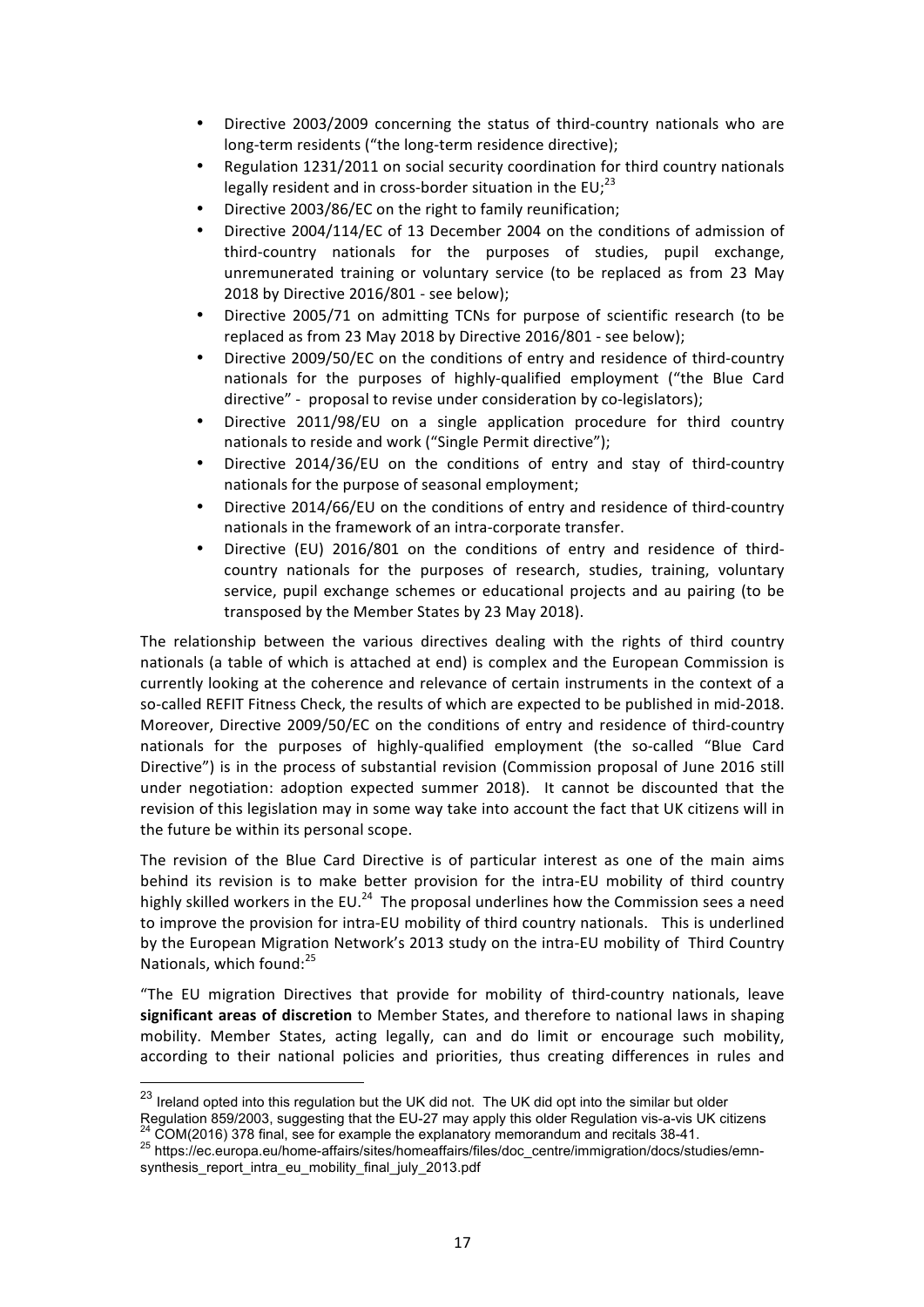- Directive 2003/2009 concerning the status of third-country nationals who are long-term residents ("the long-term residence directive);
- Regulation 1231/2011 on social security coordination for third country nationals legally resident and in cross-border situation in the EU;[23]
- Directive 2003/86/EC on the right to family reunification;
- Directive 2004/114/EC of 13 December 2004 on the conditions of admission of third-country nationals for the purposes of studies, pupil exchange, unremunerated training or voluntary service (to be replaced as from 23 May 2018 by Directive 2016/801 - see below);
- Directive 2005/71 on admitting TCNs for purpose of scientific research (to be replaced as from 23 May 2018 by Directive 2016/801 - see below);
- Directive 2009/50/EC on the conditions of entry and residence of third-country nationals for the purposes of highly-qualified employment ("the Blue Card directive" - proposal to revise under consideration by co-legislators);
- Directive 2011/98/EU on a single application procedure for third country nationals to reside and work ("Single Permit directive");
- Directive 2014/36/EU on the conditions of entry and stay of third-country nationals for the purpose of seasonal employment;
- Directive 2014/66/EU on the conditions of entry and residence of third-country nationals in the framework of an intra-corporate transfer.
- Directive (EU) 2016/801 on the conditions of entry and residence of third-country nationals for the purposes of research, studies, training, voluntary service, pupil exchange schemes or educational projects and au pairing (to be transposed by the Member States by 23 May 2018).

The relationship between the various directives dealing with the rights of third country nationals (a table of which is attached at end) is complex and the European Commission is currently looking at the coherence and relevance of certain instruments in the context of a so-called REFIT Fitness Check, the results of which are expected to be published in mid-2018. Moreover, Directive 2009/50/EC on the conditions of entry and residence of third-country nationals for the purposes of highly-qualified employment (the so-called "Blue Card Directive") is in the process of substantial revision (Commission proposal of June 2016 still under negotiation: adoption expected summer 2018). It cannot be discounted that the revision of this legislation may in some way take into account the fact that UK citizens will in the future be within its personal scope.

The revision of the Blue Card Directive is of particular interest as one of the main aims behind its revision is to make better provision for the intra-EU mobility of third country highly skilled workers in the EU.[24] The proposal underlines how the Commission sees a need to improve the provision for intra-EU mobility of third country nationals. This is underlined by the European Migration Network's 2013 study on the intra-EU mobility of Third Country Nationals, which found:[25]

"The EU migration Directives that provide for mobility of third-country nationals, leave **significant areas of discretion** to Member States, and therefore to national laws in shaping mobility. Member States, acting legally, can and do limit or encourage such mobility, according to their national policies and priorities, thus creating differences in rules and

[23] Ireland opted into this regulation but the UK did not. The UK did opt into the similar but older Regulation 859/2003, suggesting that the EU-27 may apply this older Regulation vis-a-vis UK citizens
[24] COM(2016) 378 final, see for example the explanatory memorandum and recitals 38-41.
[25] https://ec.europa.eu/home-affairs/sites/homeaffairs/files/doc_centre/immigration/docs/studies/emn-synthesis_report_intra_eu_mobility_final_july_2013.pdf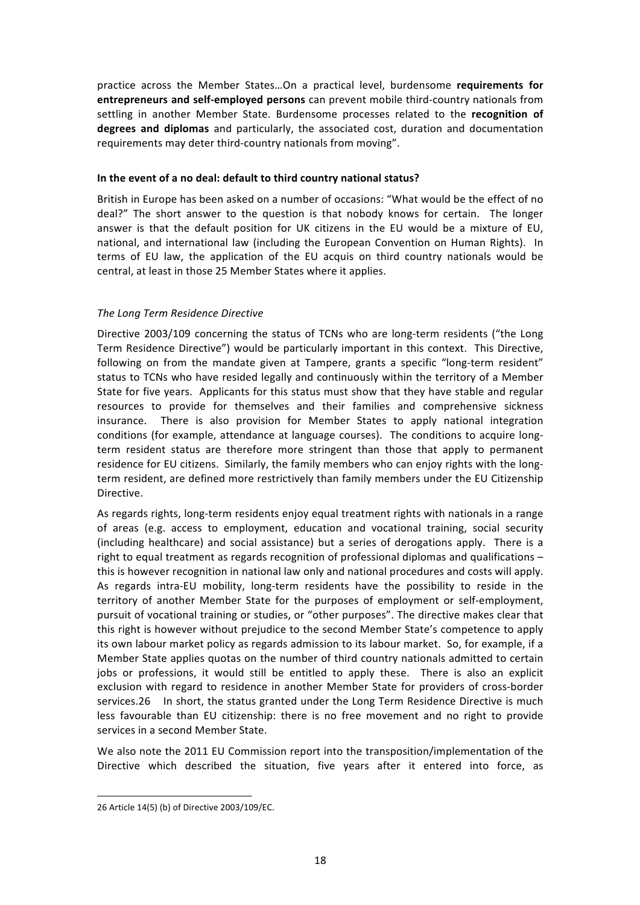practice across the Member States…On a practical level, burdensome **requirements for entrepreneurs and self-employed persons** can prevent mobile third-country nationals from settling in another Member State. Burdensome processes related to the **recognition of degrees and diplomas** and particularly, the associated cost, duration and documentation requirements may deter third-country nationals from moving".

**In the event of a no deal: default to third country national status?**

British in Europe has been asked on a number of occasions: "What would be the effect of no deal?" The short answer to the question is that nobody knows for certain. The longer answer is that the default position for UK citizens in the EU would be a mixture of EU, national, and international law (including the European Convention on Human Rights). In terms of EU law, the application of the EU acquis on third country nationals would be central, at least in those 25 Member States where it applies.

*The Long Term Residence Directive*

Directive 2003/109 concerning the status of TCNs who are long-term residents ("the Long Term Residence Directive") would be particularly important in this context. This Directive, following on from the mandate given at Tampere, grants a specific "long-term resident" status to TCNs who have resided legally and continuously within the territory of a Member State for five years. Applicants for this status must show that they have stable and regular resources to provide for themselves and their families and comprehensive sickness insurance. There is also provision for Member States to apply national integration conditions (for example, attendance at language courses). The conditions to acquire long-term resident status are therefore more stringent than those that apply to permanent residence for EU citizens. Similarly, the family members who can enjoy rights with the long-term resident, are defined more restrictively than family members under the EU Citizenship Directive.

As regards rights, long-term residents enjoy equal treatment rights with nationals in a range of areas (e.g. access to employment, education and vocational training, social security (including healthcare) and social assistance) but a series of derogations apply. There is a right to equal treatment as regards recognition of professional diplomas and qualifications – this is however recognition in national law only and national procedures and costs will apply. As regards intra-EU mobility, long-term residents have the possibility to reside in the territory of another Member State for the purposes of employment or self-employment, pursuit of vocational training or studies, or "other purposes". The directive makes clear that this right is however without prejudice to the second Member State's competence to apply its own labour market policy as regards admission to its labour market. So, for example, if a Member State applies quotas on the number of third country nationals admitted to certain jobs or professions, it would still be entitled to apply these. There is also an explicit exclusion with regard to residence in another Member State for providers of cross-border services.[26] In short, the status granted under the Long Term Residence Directive is much less favourable than EU citizenship: there is no free movement and no right to provide services in a second Member State.

We also note the 2011 EU Commission report into the transposition/implementation of the Directive which described the situation, five years after it entered into force, as

[26] Article 14(5) (b) of Directive 2003/109/EC.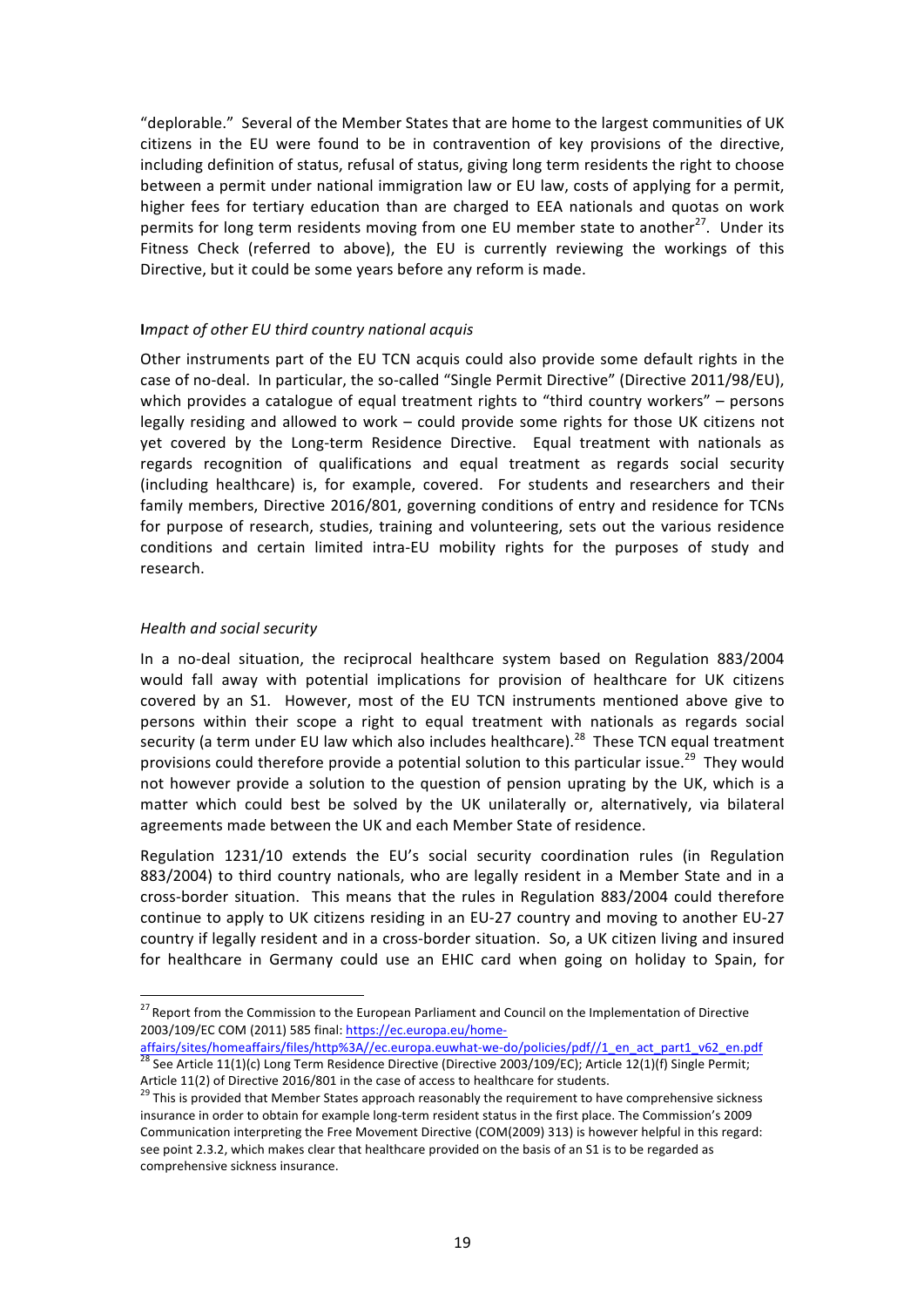"deplorable." Several of the Member States that are home to the largest communities of UK citizens in the EU were found to be in contravention of key provisions of the directive, including definition of status, refusal of status, giving long term residents the right to choose between a permit under national immigration law or EU law, costs of applying for a permit, higher fees for tertiary education than are charged to EEA nationals and quotas on work permits for long term residents moving from one EU member state to another[27]. Under its Fitness Check (referred to above), the EU is currently reviewing the workings of this Directive, but it could be some years before any reform is made.

***Impact of other EU third country national acquis***

Other instruments part of the EU TCN acquis could also provide some default rights in the case of no-deal. In particular, the so-called "Single Permit Directive" (Directive 2011/98/EU), which provides a catalogue of equal treatment rights to "third country workers" – persons legally residing and allowed to work – could provide some rights for those UK citizens not yet covered by the Long-term Residence Directive. Equal treatment with nationals as regards recognition of qualifications and equal treatment as regards social security (including healthcare) is, for example, covered. For students and researchers and their family members, Directive 2016/801, governing conditions of entry and residence for TCNs for purpose of research, studies, training and volunteering, sets out the various residence conditions and certain limited intra-EU mobility rights for the purposes of study and research.

*Health and social security*

In a no-deal situation, the reciprocal healthcare system based on Regulation 883/2004 would fall away with potential implications for provision of healthcare for UK citizens covered by an S1. However, most of the EU TCN instruments mentioned above give to persons within their scope a right to equal treatment with nationals as regards social security (a term under EU law which also includes healthcare).[28] These TCN equal treatment provisions could therefore provide a potential solution to this particular issue.[29] They would not however provide a solution to the question of pension uprating by the UK, which is a matter which could best be solved by the UK unilaterally or, alternatively, via bilateral agreements made between the UK and each Member State of residence.

Regulation 1231/10 extends the EU's social security coordination rules (in Regulation 883/2004) to third country nationals, who are legally resident in a Member State and in a cross-border situation. This means that the rules in Regulation 883/2004 could therefore continue to apply to UK citizens residing in an EU-27 country and moving to another EU-27 country if legally resident and in a cross-border situation. So, a UK citizen living and insured for healthcare in Germany could use an EHIC card when going on holiday to Spain, for

---

[27] Report from the Commission to the European Parliament and Council on the Implementation of Directive 2003/109/EC COM (2011) 585 final: https://ec.europa.eu/home-affairs/sites/homeaffairs/files/http%3A//ec.europa.euwhat-we-do/policies/pdf//1_en_act_part1_v62_en.pdf

[28] See Article 11(1)(c) Long Term Residence Directive (Directive 2003/109/EC); Article 12(1)(f) Single Permit; Article 11(2) of Directive 2016/801 in the case of access to healthcare for students.

[29] This is provided that Member States approach reasonably the requirement to have comprehensive sickness insurance in order to obtain for example long-term resident status in the first place. The Commission's 2009 Communication interpreting the Free Movement Directive (COM(2009) 313) is however helpful in this regard: see point 2.3.2, which makes clear that healthcare provided on the basis of an S1 is to be regarded as comprehensive sickness insurance.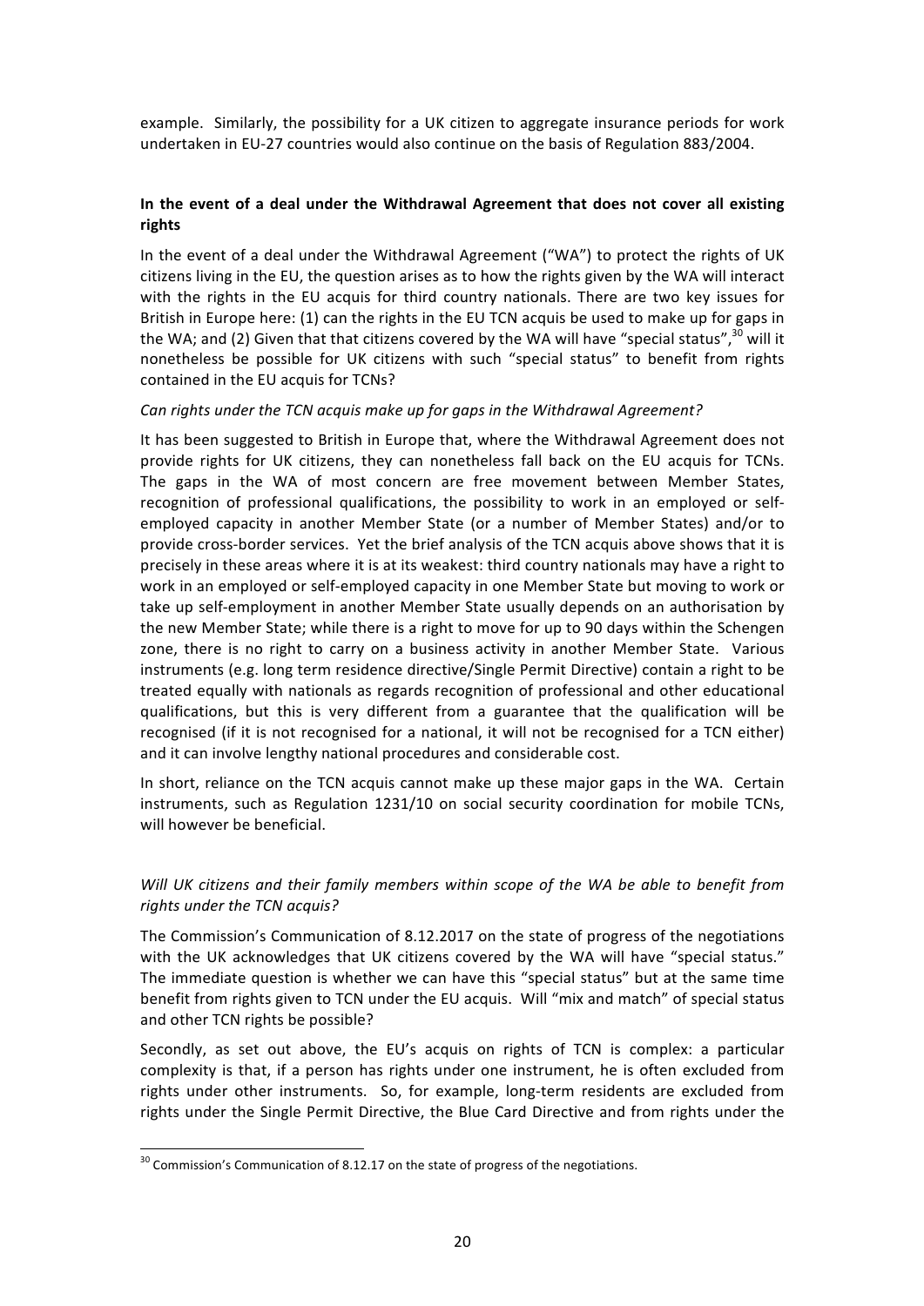example. Similarly, the possibility for a UK citizen to aggregate insurance periods for work undertaken in EU-27 countries would also continue on the basis of Regulation 883/2004.

**In the event of a deal under the Withdrawal Agreement that does not cover all existing rights**

In the event of a deal under the Withdrawal Agreement ("WA") to protect the rights of UK citizens living in the EU, the question arises as to how the rights given by the WA will interact with the rights in the EU acquis for third country nationals. There are two key issues for British in Europe here: (1) can the rights in the EU TCN acquis be used to make up for gaps in the WA; and (2) Given that that citizens covered by the WA will have "special status",[30] will it nonetheless be possible for UK citizens with such "special status" to benefit from rights contained in the EU acquis for TCNs?

*Can rights under the TCN acquis make up for gaps in the Withdrawal Agreement?*

It has been suggested to British in Europe that, where the Withdrawal Agreement does not provide rights for UK citizens, they can nonetheless fall back on the EU acquis for TCNs. The gaps in the WA of most concern are free movement between Member States, recognition of professional qualifications, the possibility to work in an employed or self-employed capacity in another Member State (or a number of Member States) and/or to provide cross-border services. Yet the brief analysis of the TCN acquis above shows that it is precisely in these areas where it is at its weakest: third country nationals may have a right to work in an employed or self-employed capacity in one Member State but moving to work or take up self-employment in another Member State usually depends on an authorisation by the new Member State; while there is a right to move for up to 90 days within the Schengen zone, there is no right to carry on a business activity in another Member State. Various instruments (e.g. long term residence directive/Single Permit Directive) contain a right to be treated equally with nationals as regards recognition of professional and other educational qualifications, but this is very different from a guarantee that the qualification will be recognised (if it is not recognised for a national, it will not be recognised for a TCN either) and it can involve lengthy national procedures and considerable cost.

In short, reliance on the TCN acquis cannot make up these major gaps in the WA. Certain instruments, such as Regulation 1231/10 on social security coordination for mobile TCNs, will however be beneficial.

*Will UK citizens and their family members within scope of the WA be able to benefit from rights under the TCN acquis?*

The Commission's Communication of 8.12.2017 on the state of progress of the negotiations with the UK acknowledges that UK citizens covered by the WA will have "special status." The immediate question is whether we can have this "special status" but at the same time benefit from rights given to TCN under the EU acquis. Will "mix and match" of special status and other TCN rights be possible?

Secondly, as set out above, the EU's acquis on rights of TCN is complex: a particular complexity is that, if a person has rights under one instrument, he is often excluded from rights under other instruments. So, for example, long-term residents are excluded from rights under the Single Permit Directive, the Blue Card Directive and from rights under the

[30] Commission's Communication of 8.12.17 on the state of progress of the negotiations.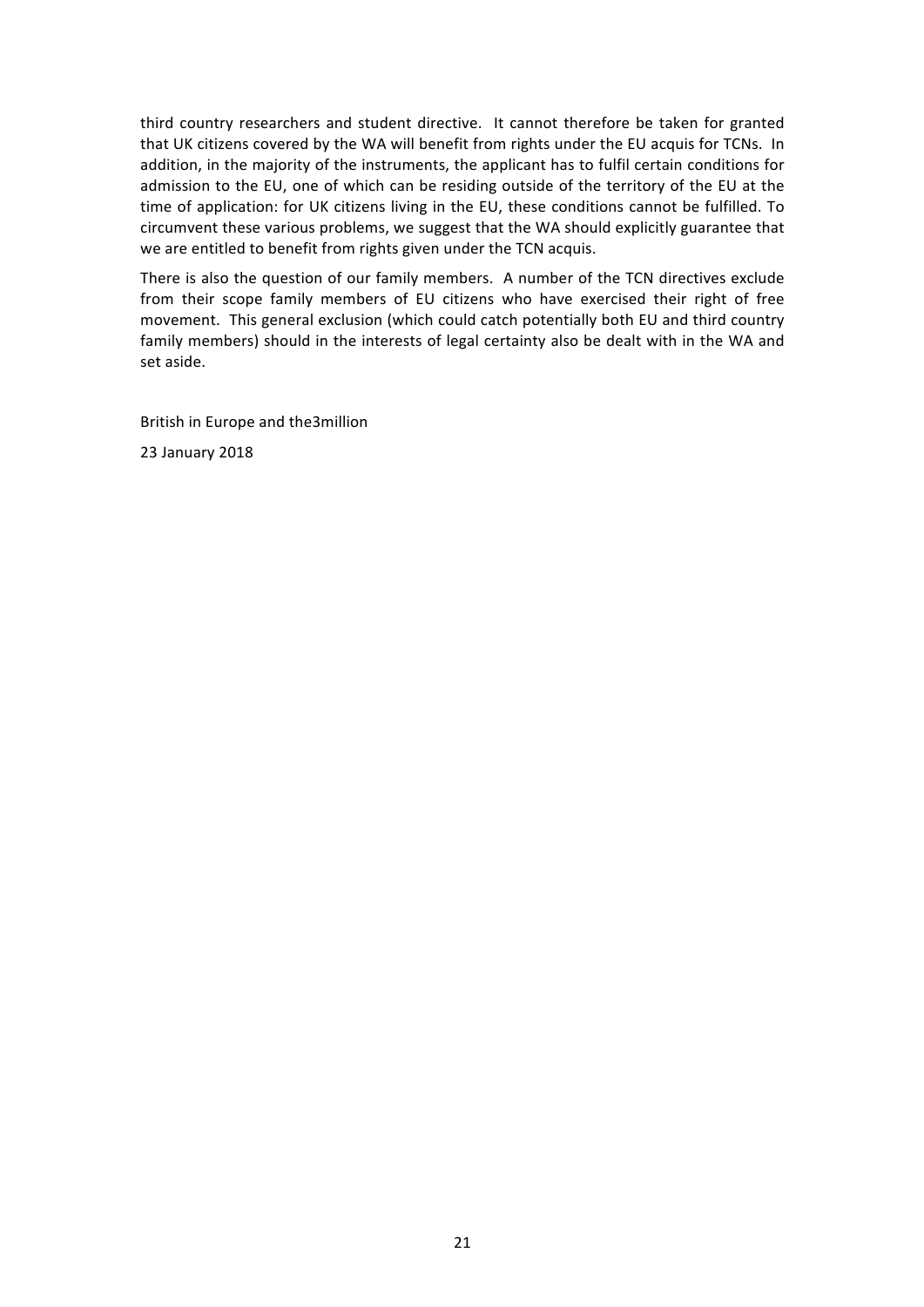third country researchers and student directive. It cannot therefore be taken for granted that UK citizens covered by the WA will benefit from rights under the EU acquis for TCNs. In addition, in the majority of the instruments, the applicant has to fulfil certain conditions for admission to the EU, one of which can be residing outside of the territory of the EU at the time of application: for UK citizens living in the EU, these conditions cannot be fulfilled. To circumvent these various problems, we suggest that the WA should explicitly guarantee that we are entitled to benefit from rights given under the TCN acquis.

There is also the question of our family members. A number of the TCN directives exclude from their scope family members of EU citizens who have exercised their right of free movement. This general exclusion (which could catch potentially both EU and third country family members) should in the interests of legal certainty also be dealt with in the WA and set aside.

British in Europe and the3million

23 January 2018